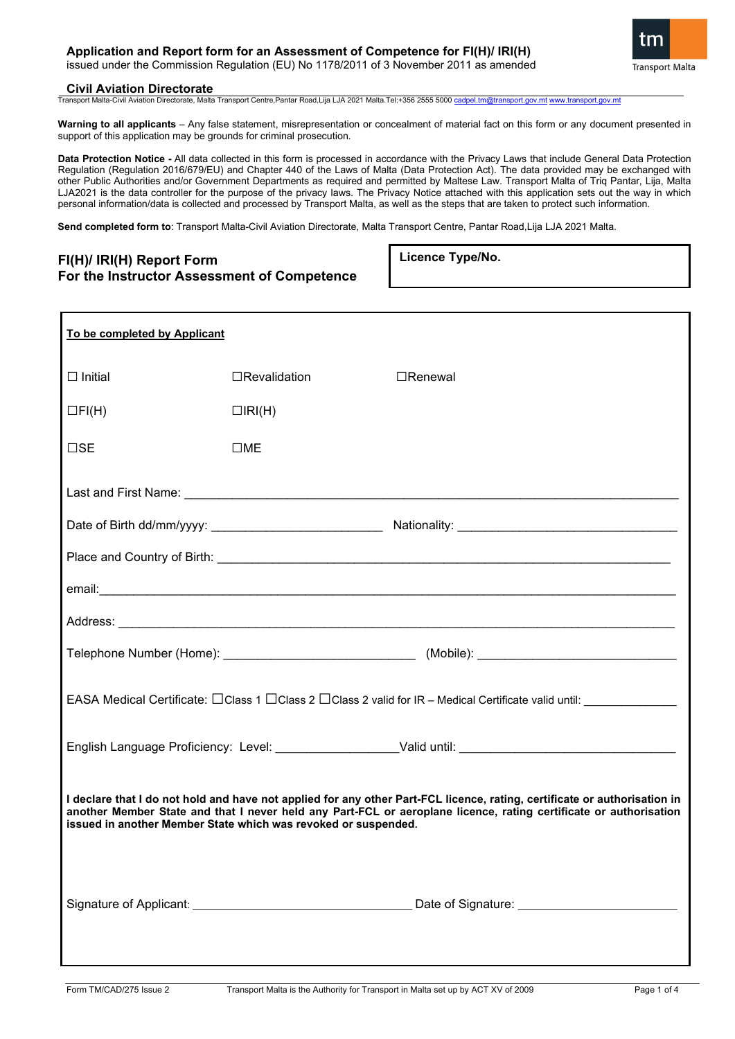**Application and Report form for an Assessment of Competence for FI(H)/ IRI(H)**
issued under the Commission Regulation (EU) No 1178/2011 of 3 November 2011 as amended

**Civil Aviation Directorate**
Transport Malta-Civil Aviation Directorate, Malta Transport Centre,Pantar Road,Lija LJA 2021 Malta.Tel:+356 2555 5000 cadpel.tm@transport.gov.mt www.transport.gov.mt

**Warning to all applicants** – Any false statement, misrepresentation or concealment of material fact on this form or any document presented in support of this application may be grounds for criminal prosecution.

**Data Protection Notice -** All data collected in this form is processed in accordance with the Privacy Laws that include General Data Protection Regulation (Regulation 2016/679/EU) and Chapter 440 of the Laws of Malta (Data Protection Act). The data provided may be exchanged with other Public Authorities and/or Government Departments as required and permitted by Maltese Law. Transport Malta of Triq Pantar, Lija, Malta LJA2021 is the data controller for the purpose of the privacy laws. The Privacy Notice attached with this application sets out the way in which personal information/data is collected and processed by Transport Malta, as well as the steps that are taken to protect such information.

**Send completed form to**: Transport Malta-Civil Aviation Directorate, Malta Transport Centre, Pantar Road,Lija LJA 2021 Malta.

## FI(H)/ IRI(H) Report Form
## For the Instructor Assessment of Competence

**Licence Type/No.**

**To be completed by Applicant**

☐ Initial ☐Revalidation ☐Renewal

☐FI(H) ☐IRI(H)

☐SE ☐ME

Last and First Name: ______________________________

Date of Birth dd/mm/yyyy: ____________________ Nationality: ____________________

Place and Country of Birth: ______________________________

email: ______________________________

Address: ______________________________

Telephone Number (Home): ____________________ (Mobile): ____________________

EASA Medical Certificate: ☐Class 1 ☐Class 2 ☐Class 2 valid for IR – Medical Certificate valid until: ____________

English Language Proficiency: Level: ______________ Valid until: ____________________

**I declare that I do not hold and have not applied for any other Part-FCL licence, rating, certificate or authorisation in another Member State and that I never held any Part-FCL or aeroplane licence, rating certificate or authorisation issued in another Member State which was revoked or suspended.**

Signature of Applicant: ____________________ Date of Signature: ____________________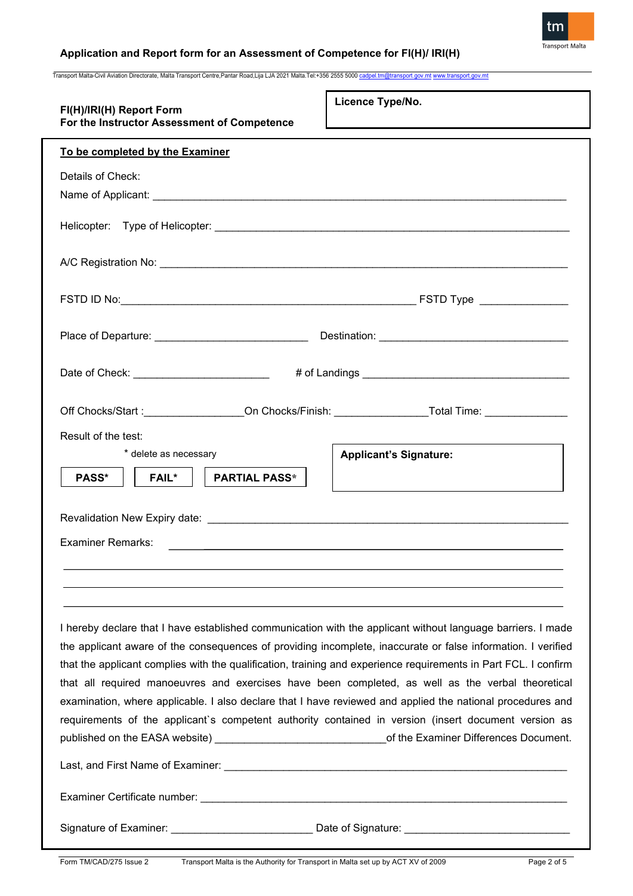## Application and Report form for an Assessment of Competence for FI(H)/ IRI(H)

Transport Malta-Civil Aviation Directorate, Malta Transport Centre,Pantar Road,Lija LJA 2021 Malta.Tel:+356 2555 5000 cadpel.tm@transport.gov.mt www.transport.gov.mt

**FI(H)/IRI(H) Report Form**
**For the Instructor Assessment of Competence**

**Licence Type/No.**

**To be completed by the Examiner**

Details of Check:

Name of Applicant: ___________________________________________________________________

Helicopter: Type of Helicopter: ________________________________________________________

A/C Registration No: _________________________________________________________________

FSTD ID No:_______________________________________________ FSTD Type ______________

Place of Departure: _________________________ Destination: ______________________________

Date of Check: ______________________ # of Landings __________________________________

Off Chocks/Start :________________On Chocks/Finish: _______________Total Time: _____________

Result of the test:

* delete as necessary

**PASS*** **FAIL*** **PARTIAL PASS***

**Applicant's Signature:**

Revalidation New Expiry date: _________________________________________________________

Examiner Remarks: ___________________________________________________________

_____________________________________________________________________________

_____________________________________________________________________________

_____________________________________________________________________________

I hereby declare that I have established communication with the applicant without language barriers. I made the applicant aware of the consequences of providing incomplete, inaccurate or false information. I verified that the applicant complies with the qualification, training and experience requirements in Part FCL. I confirm that all required manoeuvres and exercises have been completed, as well as the verbal theoretical examination, where applicable. I also declare that I have reviewed and applied the national procedures and requirements of the applicant`s competent authority contained in version (insert document version as published on the EASA website) ___________________________of the Examiner Differences Document.

Last, and First Name of Examiner: ______________________________________________________

Examiner Certificate number: __________________________________________________________

Signature of Examiner: _______________________ Date of Signature: ___________________________

Form TM/CAD/275 Issue 2 Transport Malta is the Authority for Transport in Malta set up by ACT XV of 2009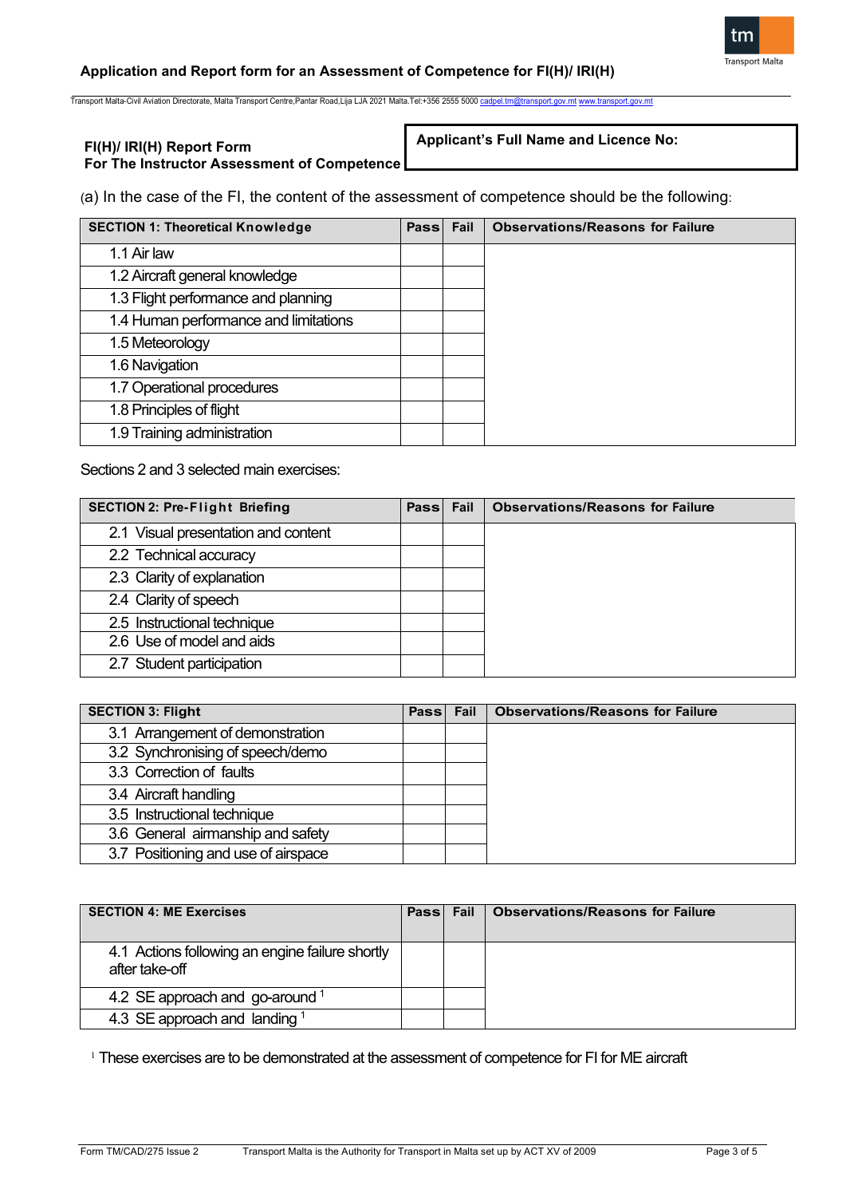**FI(H)/ IRI(H) Report Form**
**For The Instructor Assessment of Competence**

| Applicant's Full Name and Licence No: |
|---|
| |

(a) In the case of the FI, the content of the assessment of competence should be the following:

| SECTION 1: Theoretical Knowledge | Pass | Fail | Observations/Reasons for Failure |
|---|---|---|---|
| 1.1 Air law | | | |
| 1.2 Aircraft general knowledge | | | |
| 1.3 Flight performance and planning | | | |
| 1.4 Human performance and limitations | | | |
| 1.5 Meteorology | | | |
| 1.6 Navigation | | | |
| 1.7 Operational procedures | | | |
| 1.8 Principles of flight | | | |
| 1.9 Training administration | | | |

Sections 2 and 3 selected main exercises:

| SECTION 2: Pre-Flight Briefing | Pass | Fail | Observations/Reasons for Failure |
|---|---|---|---|
| 2.1 Visual presentation and content | | | |
| 2.2 Technical accuracy | | | |
| 2.3 Clarity of explanation | | | |
| 2.4 Clarity of speech | | | |
| 2.5 Instructional technique | | | |
| 2.6 Use of model and aids | | | |
| 2.7 Student participation | | | |

| SECTION 3: Flight | Pass | Fail | Observations/Reasons for Failure |
|---|---|---|---|
| 3.1 Arrangement of demonstration | | | |
| 3.2 Synchronising of speech/demo | | | |
| 3.3 Correction of faults | | | |
| 3.4 Aircraft handling | | | |
| 3.5 Instructional technique | | | |
| 3.6 General airmanship and safety | | | |
| 3.7 Positioning and use of airspace | | | |

| SECTION 4: ME Exercises | Pass | Fail | Observations/Reasons for Failure |
|---|---|---|---|
| 4.1 Actions following an engine failure shortly after take-off | | | |
| 4.2 SE approach and go-around [1] | | | |
| 4.3 SE approach and landing [1] | | | |

[1] These exercises are to be demonstrated at the assessment of competence for FI for ME aircraft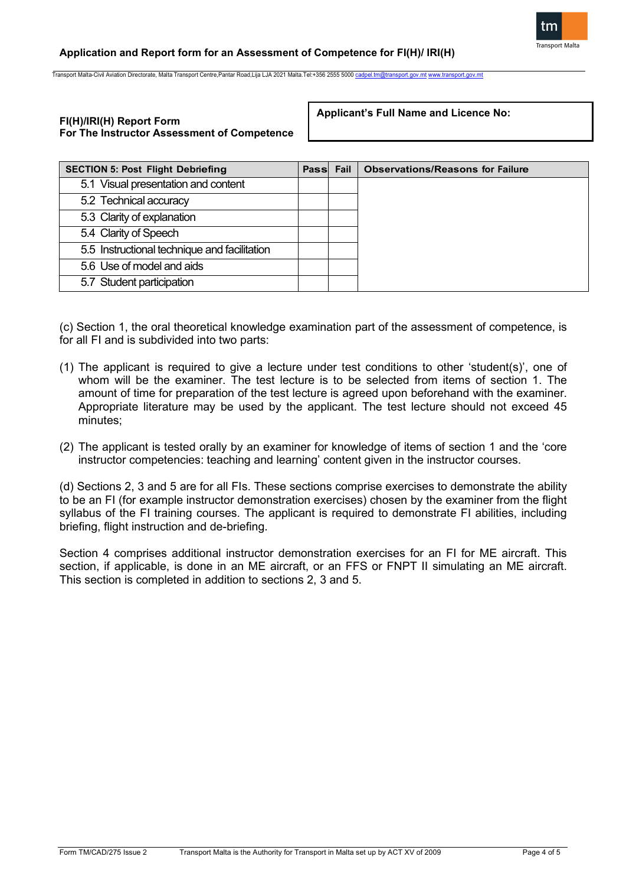**FI(H)/IRI(H) Report Form**
**For The Instructor Assessment of Competence**

**Applicant's Full Name and Licence No:**

| SECTION 5: Post Flight Debriefing | Pass | Fail | Observations/Reasons for Failure |
|---|---|---|---|
| 5.1 Visual presentation and content | | | |
| 5.2 Technical accuracy | | | |
| 5.3 Clarity of explanation | | | |
| 5.4 Clarity of Speech | | | |
| 5.5 Instructional technique and facilitation | | | |
| 5.6 Use of model and aids | | | |
| 5.7 Student participation | | | |

(c) Section 1, the oral theoretical knowledge examination part of the assessment of competence, is for all FI and is subdivided into two parts:

(1) The applicant is required to give a lecture under test conditions to other 'student(s)', one of whom will be the examiner. The test lecture is to be selected from items of section 1. The amount of time for preparation of the test lecture is agreed upon beforehand with the examiner. Appropriate literature may be used by the applicant. The test lecture should not exceed 45 minutes;

(2) The applicant is tested orally by an examiner for knowledge of items of section 1 and the 'core instructor competencies: teaching and learning' content given in the instructor courses.

(d) Sections 2, 3 and 5 are for all FIs. These sections comprise exercises to demonstrate the ability to be an FI (for example instructor demonstration exercises) chosen by the examiner from the flight syllabus of the FI training courses. The applicant is required to demonstrate FI abilities, including briefing, flight instruction and de-briefing.

Section 4 comprises additional instructor demonstration exercises for an FI for ME aircraft. This section, if applicable, is done in an ME aircraft, or an FFS or FNPT II simulating an ME aircraft. This section is completed in addition to sections 2, 3 and 5.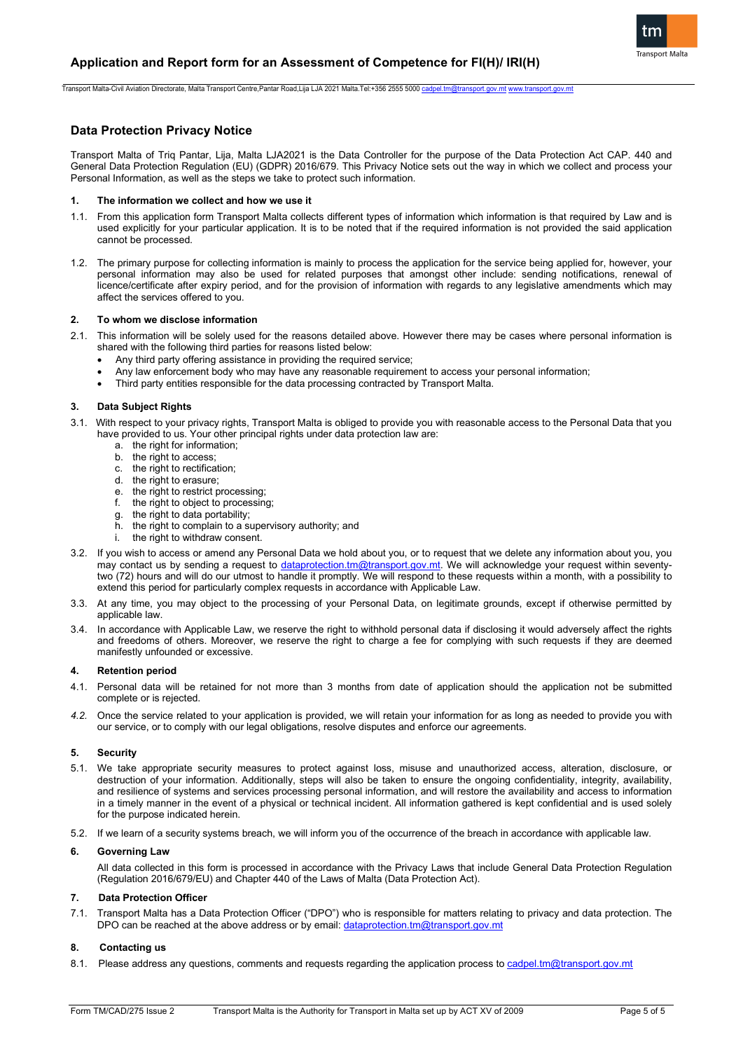## Data Protection Privacy Notice

Transport Malta of Triq Pantar, Lija, Malta LJA2021 is the Data Controller for the purpose of the Data Protection Act CAP. 440 and General Data Protection Regulation (EU) (GDPR) 2016/679. This Privacy Notice sets out the way in which we collect and process your Personal Information, as well as the steps we take to protect such information.

**1. The information we collect and how we use it**

1.1. From this application form Transport Malta collects different types of information which information is that required by Law and is used explicitly for your particular application. It is to be noted that if the required information is not provided the said application cannot be processed.

1.2. The primary purpose for collecting information is mainly to process the application for the service being applied for, however, your personal information may also be used for related purposes that amongst other include: sending notifications, renewal of licence/certificate after expiry period, and for the provision of information with regards to any legislative amendments which may affect the services offered to you.

**2. To whom we disclose information**

2.1. This information will be solely used for the reasons detailed above. However there may be cases where personal information is shared with the following third parties for reasons listed below:

- Any third party offering assistance in providing the required service;
- Any law enforcement body who may have any reasonable requirement to access your personal information;
- Third party entities responsible for the data processing contracted by Transport Malta.

**3. Data Subject Rights**

3.1. With respect to your privacy rights, Transport Malta is obliged to provide you with reasonable access to the Personal Data that you have provided to us. Your other principal rights under data protection law are:

a. the right for information;
b. the right to access;
c. the right to rectification;
d. the right to erasure;
e. the right to restrict processing;
f. the right to object to processing;
g. the right to data portability;
h. the right to complain to a supervisory authority; and
i. the right to withdraw consent.

3.2. If you wish to access or amend any Personal Data we hold about you, or to request that we delete any information about you, you may contact us by sending a request to dataprotection.tm@transport.gov.mt. We will acknowledge your request within seventy-two (72) hours and will do our utmost to handle it promptly. We will respond to these requests within a month, with a possibility to extend this period for particularly complex requests in accordance with Applicable Law.

3.3. At any time, you may object to the processing of your Personal Data, on legitimate grounds, except if otherwise permitted by applicable law.

3.4. In accordance with Applicable Law, we reserve the right to withhold personal data if disclosing it would adversely affect the rights and freedoms of others. Moreover, we reserve the right to charge a fee for complying with such requests if they are deemed manifestly unfounded or excessive.

**4. Retention period**

4.1. Personal data will be retained for not more than 3 months from date of application should the application not be submitted complete or is rejected.

*4.2.* Once the service related to your application is provided, we will retain your information for as long as needed to provide you with our service, or to comply with our legal obligations, resolve disputes and enforce our agreements.

**5. Security**

5.1. We take appropriate security measures to protect against loss, misuse and unauthorized access, alteration, disclosure, or destruction of your information. Additionally, steps will also be taken to ensure the ongoing confidentiality, integrity, availability, and resilience of systems and services processing personal information, and will restore the availability and access to information in a timely manner in the event of a physical or technical incident. All information gathered is kept confidential and is used solely for the purpose indicated herein.

5.2. If we learn of a security systems breach, we will inform you of the occurrence of the breach in accordance with applicable law.

**6. Governing Law**

All data collected in this form is processed in accordance with the Privacy Laws that include General Data Protection Regulation (Regulation 2016/679/EU) and Chapter 440 of the Laws of Malta (Data Protection Act).

**7. Data Protection Officer**

7.1. Transport Malta has a Data Protection Officer ("DPO") who is responsible for matters relating to privacy and data protection. The DPO can be reached at the above address or by email: dataprotection.tm@transport.gov.mt

**8. Contacting us**

8.1. Please address any questions, comments and requests regarding the application process to cadpel.tm@transport.gov.mt